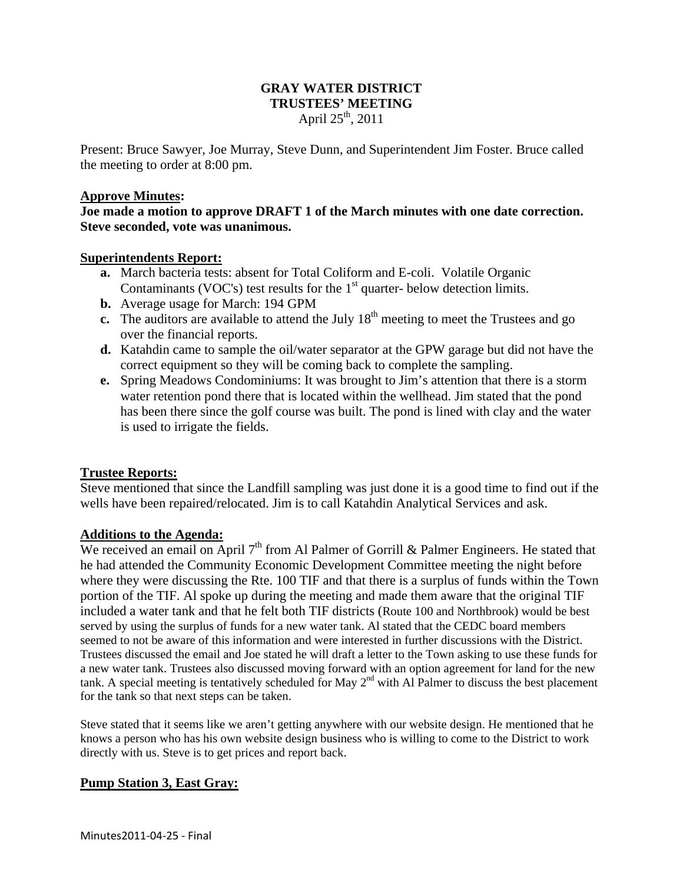# GRAY WATER DISTRICT
## TRUSTEES' MEETING
April 25th, 2011

Present: Bruce Sawyer, Joe Murray, Steve Dunn, and Superintendent Jim Foster. Bruce called the meeting to order at 8:00 pm.

**Approve Minutes:**

**Joe made a motion to approve DRAFT 1 of the March minutes with one date correction. Steve seconded, vote was unanimous.**

**Superintendents Report:**

- **a.** March bacteria tests: absent for Total Coliform and E-coli. Volatile Organic Contaminants (VOC's) test results for the 1st quarter- below detection limits.
- **b.** Average usage for March: 194 GPM
- **c.** The auditors are available to attend the July 18th meeting to meet the Trustees and go over the financial reports.
- **d.** Katahdin came to sample the oil/water separator at the GPW garage but did not have the correct equipment so they will be coming back to complete the sampling.
- **e.** Spring Meadows Condominiums: It was brought to Jim's attention that there is a storm water retention pond there that is located within the wellhead. Jim stated that the pond has been there since the golf course was built. The pond is lined with clay and the water is used to irrigate the fields.

**Trustee Reports:**

Steve mentioned that since the Landfill sampling was just done it is a good time to find out if the wells have been repaired/relocated. Jim is to call Katahdin Analytical Services and ask.

**Additions to the Agenda:**

We received an email on April 7th from Al Palmer of Gorrill & Palmer Engineers. He stated that he had attended the Community Economic Development Committee meeting the night before where they were discussing the Rte. 100 TIF and that there is a surplus of funds within the Town portion of the TIF. Al spoke up during the meeting and made them aware that the original TIF included a water tank and that he felt both TIF districts (Route 100 and Northbrook) would be best served by using the surplus of funds for a new water tank. Al stated that the CEDC board members seemed to not be aware of this information and were interested in further discussions with the District. Trustees discussed the email and Joe stated he will draft a letter to the Town asking to use these funds for a new water tank. Trustees also discussed moving forward with an option agreement for land for the new tank. A special meeting is tentatively scheduled for May 2nd with Al Palmer to discuss the best placement for the tank so that next steps can be taken.

Steve stated that it seems like we aren't getting anywhere with our website design. He mentioned that he knows a person who has his own website design business who is willing to come to the District to work directly with us. Steve is to get prices and report back.

**Pump Station 3, East Gray:**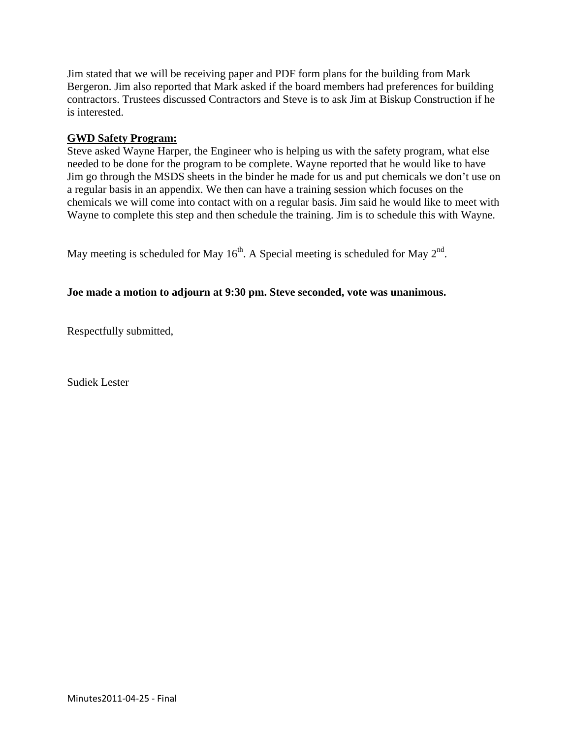Jim stated that we will be receiving paper and PDF form plans for the building from Mark Bergeron. Jim also reported that Mark asked if the board members had preferences for building contractors. Trustees discussed Contractors and Steve is to ask Jim at Biskup Construction if he is interested.

**GWD Safety Program:**

Steve asked Wayne Harper, the Engineer who is helping us with the safety program, what else needed to be done for the program to be complete. Wayne reported that he would like to have Jim go through the MSDS sheets in the binder he made for us and put chemicals we don't use on a regular basis in an appendix. We then can have a training session which focuses on the chemicals we will come into contact with on a regular basis. Jim said he would like to meet with Wayne to complete this step and then schedule the training. Jim is to schedule this with Wayne.

May meeting is scheduled for May 16th. A Special meeting is scheduled for May 2nd.

**Joe made a motion to adjourn at 9:30 pm. Steve seconded, vote was unanimous.**

Respectfully submitted,

Sudiek Lester